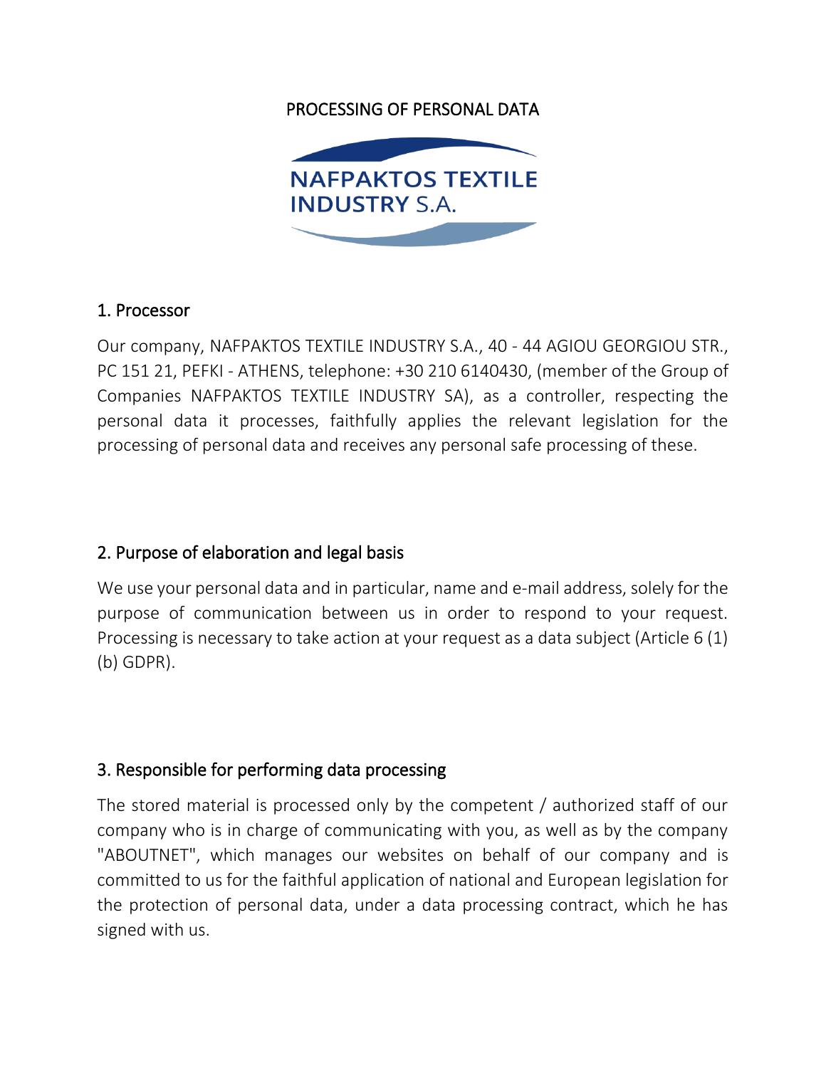# PROCESSING OF PERSONAL DATA

NAFPAKTOS TEXTILE INDUSTRY S.A.

## 1. Processor

Our company, NAFPAKTOS TEXTILE INDUSTRY S.A., 40 - 44 AGIOU GEORGIOU STR., PC 151 21, PEFKI - ATHENS, telephone: +30 210 6140430, (member of the Group of Companies NAFPAKTOS TEXTILE INDUSTRY SA), as a controller, respecting the personal data it processes, faithfully applies the relevant legislation for the processing of personal data and receives any personal safe processing of these.

## 2. Purpose of elaboration and legal basis

We use your personal data and in particular, name and e-mail address, solely for the purpose of communication between us in order to respond to your request. Processing is necessary to take action at your request as a data subject (Article 6 (1) (b) GDPR).

## 3. Responsible for performing data processing

The stored material is processed only by the competent / authorized staff of our company who is in charge of communicating with you, as well as by the company "ABOUTNET", which manages our websites on behalf of our company and is committed to us for the faithful application of national and European legislation for the protection of personal data, under a data processing contract, which he has signed with us.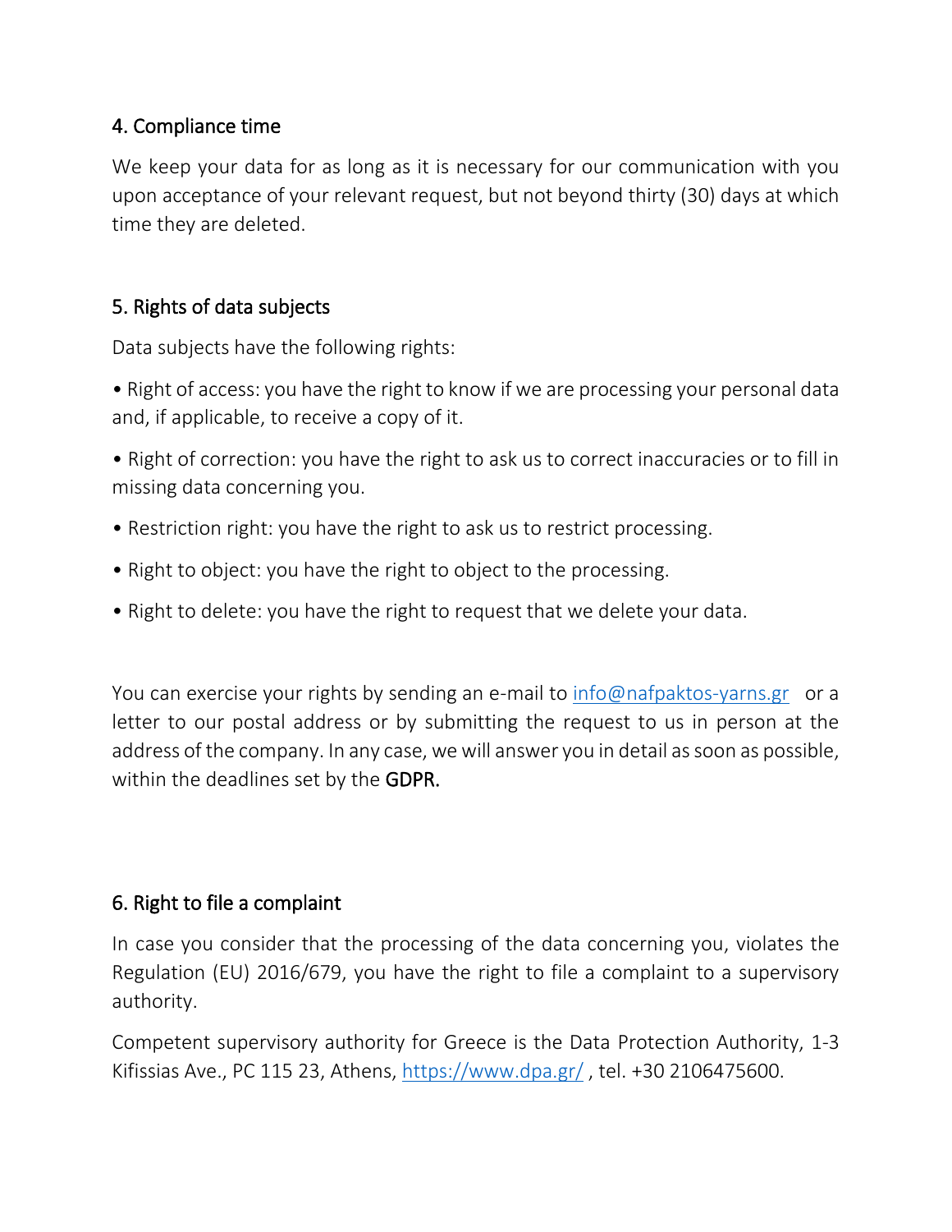## 4. Compliance time

We keep your data for as long as it is necessary for our communication with you upon acceptance of your relevant request, but not beyond thirty (30) days at which time they are deleted.

## 5. Rights of data subjects

Data subjects have the following rights:

• Right of access: you have the right to know if we are processing your personal data and, if applicable, to receive a copy of it.

• Right of correction: you have the right to ask us to correct inaccuracies or to fill in missing data concerning you.

• Restriction right: you have the right to ask us to restrict processing.

• Right to object: you have the right to object to the processing.

• Right to delete: you have the right to request that we delete your data.

You can exercise your rights by sending an e-mail to info@nafpaktos-yarns.gr or a letter to our postal address or by submitting the request to us in person at the address of the company. In any case, we will answer you in detail as soon as possible, within the deadlines set by the GDPR.

## 6. Right to file a complaint

In case you consider that the processing of the data concerning you, violates the Regulation (EU) 2016/679, you have the right to file a complaint to a supervisory authority.

Competent supervisory authority for Greece is the Data Protection Authority, 1-3 Kifissias Ave., PC 115 23, Athens, https://www.dpa.gr/ , tel. +30 2106475600.